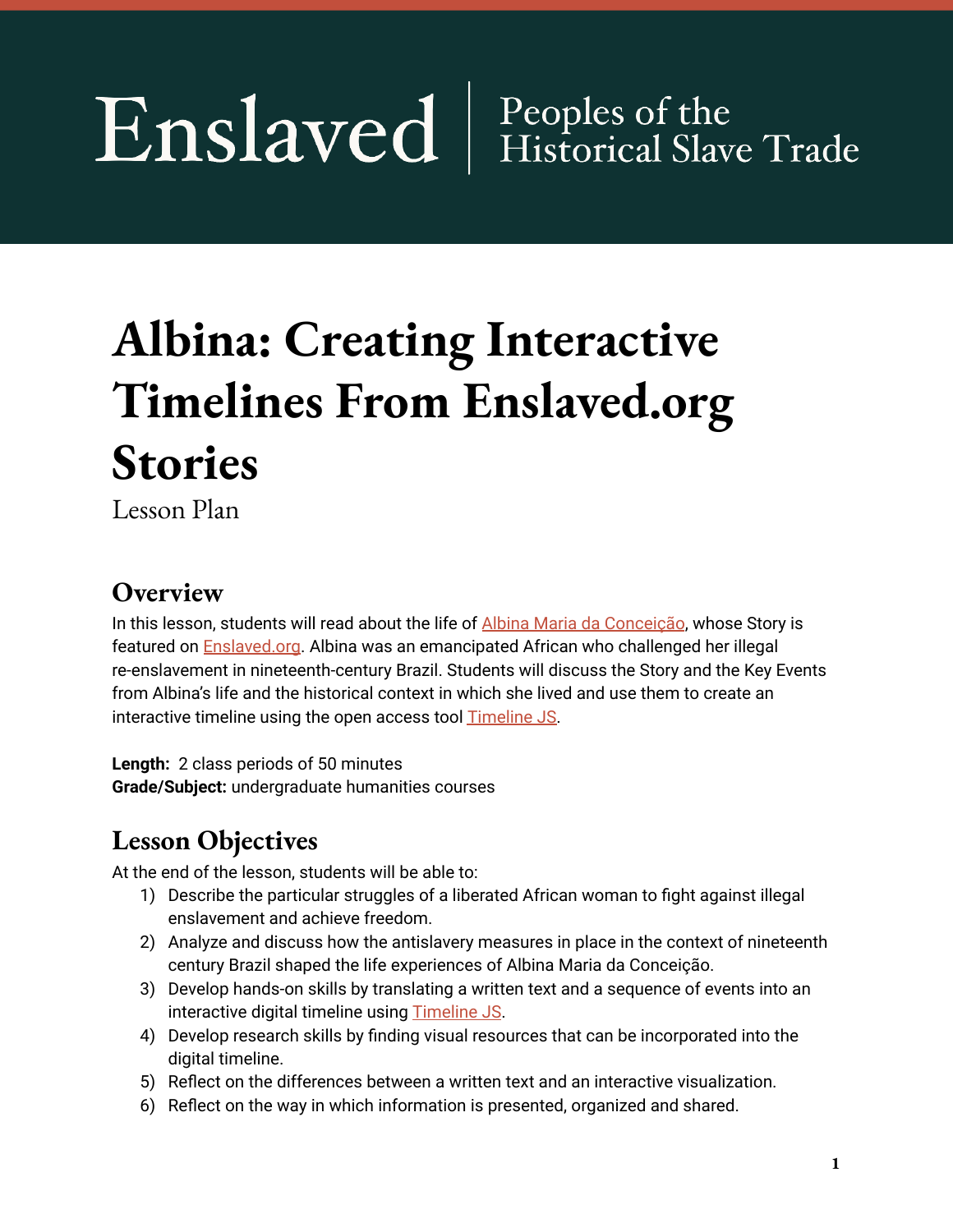# Enslaved | Peoples of the Historical Slave Trade

# Albina: Creating Interactive Timelines From Enslaved.org Stories

Lesson Plan

## Overview

In this lesson, students will read about the life of Albina Maria da Conceição, whose Story is featured on Enslaved.org. Albina was an emancipated African who challenged her illegal re-enslavement in nineteenth-century Brazil. Students will discuss the Story and the Key Events from Albina's life and the historical context in which she lived and use them to create an interactive timeline using the open access tool Timeline JS.

**Length:** 2 class periods of 50 minutes
**Grade/Subject:** undergraduate humanities courses

## Lesson Objectives

At the end of the lesson, students will be able to:

1) Describe the particular struggles of a liberated African woman to fight against illegal enslavement and achieve freedom.
2) Analyze and discuss how the antislavery measures in place in the context of nineteenth century Brazil shaped the life experiences of Albina Maria da Conceição.
3) Develop hands-on skills by translating a written text and a sequence of events into an interactive digital timeline using Timeline JS.
4) Develop research skills by finding visual resources that can be incorporated into the digital timeline.
5) Reflect on the differences between a written text and an interactive visualization.
6) Reflect on the way in which information is presented, organized and shared.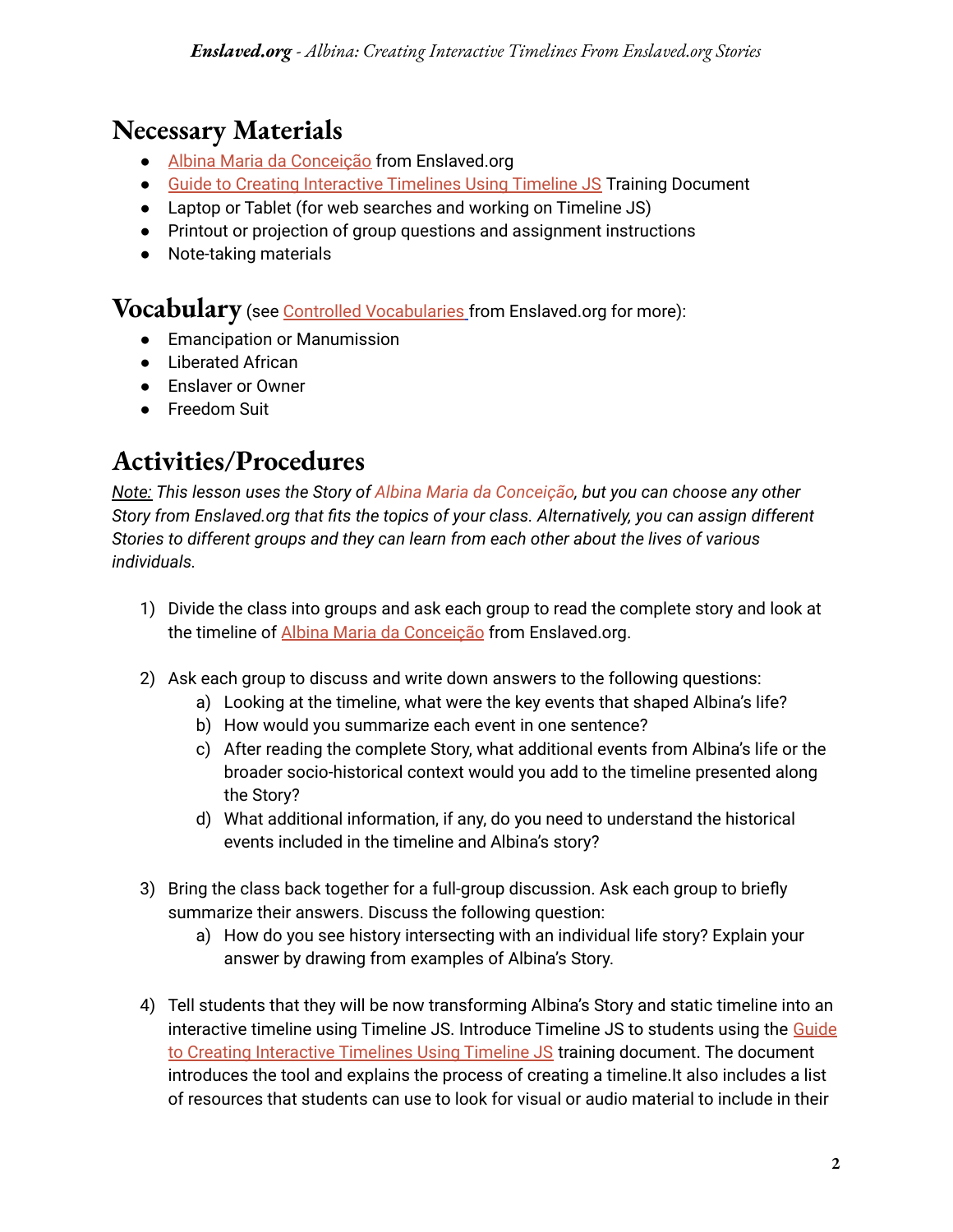## Necessary Materials

- Albina Maria da Conceição from Enslaved.org
- Guide to Creating Interactive Timelines Using Timeline JS Training Document
- Laptop or Tablet (for web searches and working on Timeline JS)
- Printout or projection of group questions and assignment instructions
- Note-taking materials

## Vocabulary (see Controlled Vocabularies from Enslaved.org for more):

- Emancipation or Manumission
- Liberated African
- Enslaver or Owner
- Freedom Suit

## Activities/Procedures

*Note: This lesson uses the Story of Albina Maria da Conceição, but you can choose any other Story from Enslaved.org that fits the topics of your class. Alternatively, you can assign different Stories to different groups and they can learn from each other about the lives of various individuals.*

1) Divide the class into groups and ask each group to read the complete story and look at the timeline of Albina Maria da Conceição from Enslaved.org.

2) Ask each group to discuss and write down answers to the following questions:
   a) Looking at the timeline, what were the key events that shaped Albina's life?
   b) How would you summarize each event in one sentence?
   c) After reading the complete Story, what additional events from Albina's life or the broader socio-historical context would you add to the timeline presented along the Story?
   d) What additional information, if any, do you need to understand the historical events included in the timeline and Albina's story?

3) Bring the class back together for a full-group discussion. Ask each group to briefly summarize their answers. Discuss the following question:
   a) How do you see history intersecting with an individual life story? Explain your answer by drawing from examples of Albina's Story.

4) Tell students that they will be now transforming Albina's Story and static timeline into an interactive timeline using Timeline JS. Introduce Timeline JS to students using the Guide to Creating Interactive Timelines Using Timeline JS training document. The document introduces the tool and explains the process of creating a timeline.It also includes a list of resources that students can use to look for visual or audio material to include in their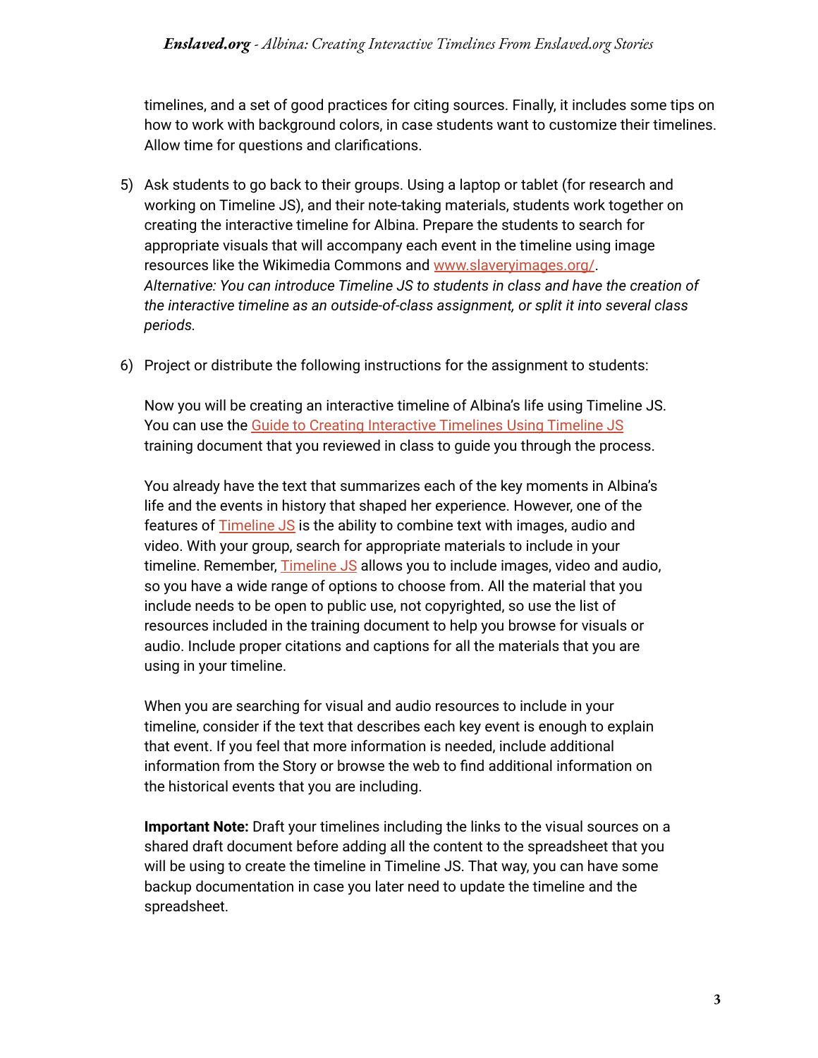timelines, and a set of good practices for citing sources. Finally, it includes some tips on how to work with background colors, in case students want to customize their timelines. Allow time for questions and clarifications.

5) Ask students to go back to their groups. Using a laptop or tablet (for research and working on Timeline JS), and their note-taking materials, students work together on creating the interactive timeline for Albina. Prepare the students to search for appropriate visuals that will accompany each event in the timeline using image resources like the Wikimedia Commons and [www.slaveryimages.org/](www.slaveryimages.org/).
*Alternative: You can introduce Timeline JS to students in class and have the creation of the interactive timeline as an outside-of-class assignment, or split it into several class periods.*

6) Project or distribute the following instructions for the assignment to students:

   Now you will be creating an interactive timeline of Albina's life using Timeline JS. You can use the Guide to Creating Interactive Timelines Using Timeline JS training document that you reviewed in class to guide you through the process.

   You already have the text that summarizes each of the key moments in Albina's life and the events in history that shaped her experience. However, one of the features of Timeline JS is the ability to combine text with images, audio and video. With your group, search for appropriate materials to include in your timeline. Remember, Timeline JS allows you to include images, video and audio, so you have a wide range of options to choose from. All the material that you include needs to be open to public use, not copyrighted, so use the list of resources included in the training document to help you browse for visuals or audio. Include proper citations and captions for all the materials that you are using in your timeline.

   When you are searching for visual and audio resources to include in your timeline, consider if the text that describes each key event is enough to explain that event. If you feel that more information is needed, include additional information from the Story or browse the web to find additional information on the historical events that you are including.

   **Important Note:** Draft your timelines including the links to the visual sources on a shared draft document before adding all the content to the spreadsheet that you will be using to create the timeline in Timeline JS. That way, you can have some backup documentation in case you later need to update the timeline and the spreadsheet.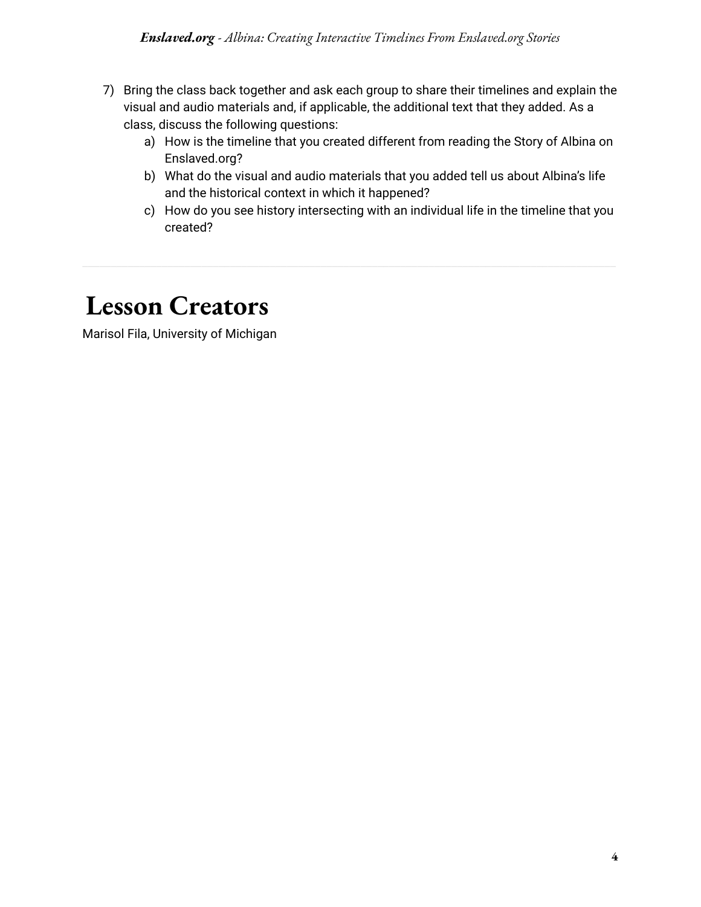7) Bring the class back together and ask each group to share their timelines and explain the visual and audio materials and, if applicable, the additional text that they added. As a class, discuss the following questions:
   a) How is the timeline that you created different from reading the Story of Albina on Enslaved.org?
   b) What do the visual and audio materials that you added tell us about Albina's life and the historical context in which it happened?
   c) How do you see history intersecting with an individual life in the timeline that you created?

---

# Lesson Creators

Marisol Fila, University of Michigan